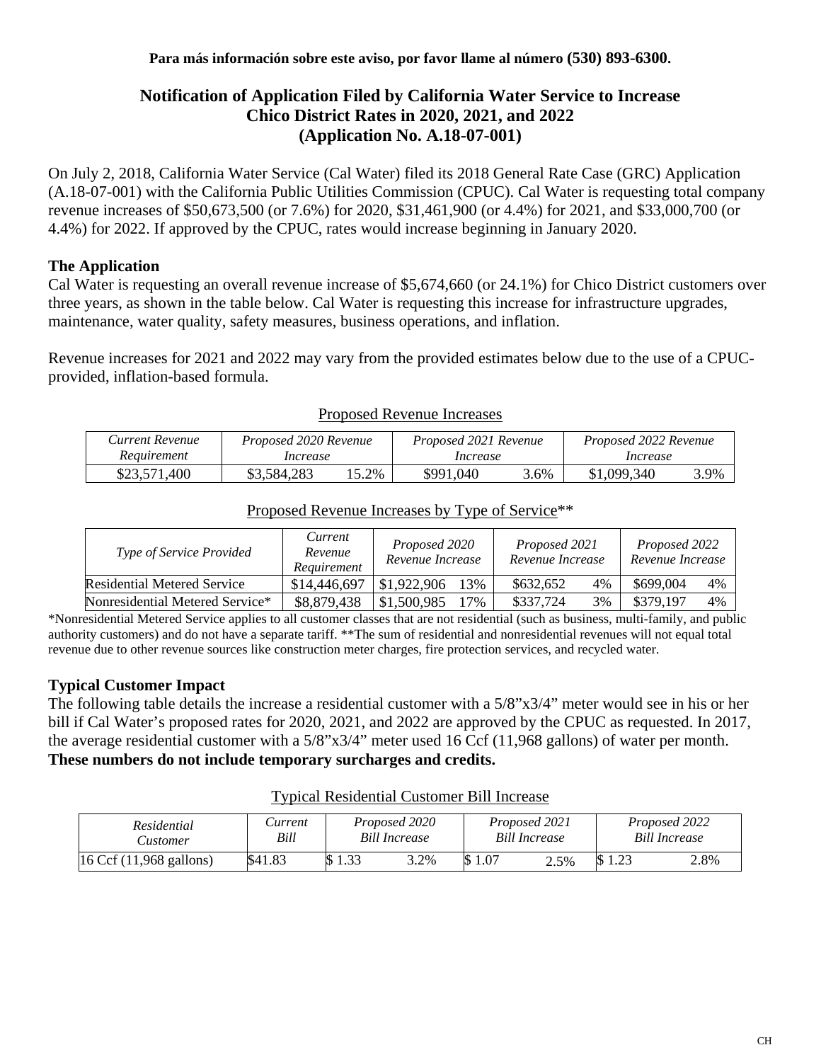**Para más información sobre este aviso, por favor llame al número (530) 893-6300.**

# Notification of Application Filed by California Water Service to Increase Chico District Rates in 2020, 2021, and 2022 (Application No. A.18-07-001)

On July 2, 2018, California Water Service (Cal Water) filed its 2018 General Rate Case (GRC) Application (A.18-07-001) with the California Public Utilities Commission (CPUC). Cal Water is requesting total company revenue increases of $50,673,500 (or 7.6%) for 2020, $31,461,900 (or 4.4%) for 2021, and $33,000,700 (or 4.4%) for 2022. If approved by the CPUC, rates would increase beginning in January 2020.

## The Application

Cal Water is requesting an overall revenue increase of $5,674,660 (or 24.1%) for Chico District customers over three years, as shown in the table below. Cal Water is requesting this increase for infrastructure upgrades, maintenance, water quality, safety measures, business operations, and inflation.

Revenue increases for 2021 and 2022 may vary from the provided estimates below due to the use of a CPUC-provided, inflation-based formula.

Proposed Revenue Increases

| *Current Revenue Requirement* | *Proposed 2020 Revenue Increase* | | *Proposed 2021 Revenue Increase* | | *Proposed 2022 Revenue Increase* | |
|---|---|---|---|---|---|---|
| $23,571,400 | $3,584,283 | 15.2% | $991,040 | 3.6% | $1,099,340 | 3.9% |

Proposed Revenue Increases by Type of Service**

| *Type of Service Provided* | *Current Revenue Requirement* | *Proposed 2020 Revenue Increase* | | *Proposed 2021 Revenue Increase* | | *Proposed 2022 Revenue Increase* | |
|---|---|---|---|---|---|---|---|
| Residential Metered Service | $14,446,697 | $1,922,906 | 13% | $632,652 | 4% | $699,004 | 4% |
| Nonresidential Metered Service* | $8,879,438 | $1,500,985 | 17% | $337,724 | 3% | $379,197 | 4% |

*Nonresidential Metered Service applies to all customer classes that are not residential (such as business, multi-family, and public authority customers) and do not have a separate tariff. **The sum of residential and nonresidential revenues will not equal total revenue due to other revenue sources like construction meter charges, fire protection services, and recycled water.

## Typical Customer Impact

The following table details the increase a residential customer with a 5/8"x3/4" meter would see in his or her bill if Cal Water's proposed rates for 2020, 2021, and 2022 are approved by the CPUC as requested. In 2017, the average residential customer with a 5/8"x3/4" meter used 16 Ccf (11,968 gallons) of water per month. **These numbers do not include temporary surcharges and credits.**

Typical Residential Customer Bill Increase

| *Residential Customer* | *Current Bill* | *Proposed 2020 Bill Increase* | | *Proposed 2021 Bill Increase* | | *Proposed 2022 Bill Increase* | |
|---|---|---|---|---|---|---|---|
| 16 Ccf (11,968 gallons) | $41.83 | $ 1.33 | 3.2% | $ 1.07 | 2.5% | $ 1.23 | 2.8% |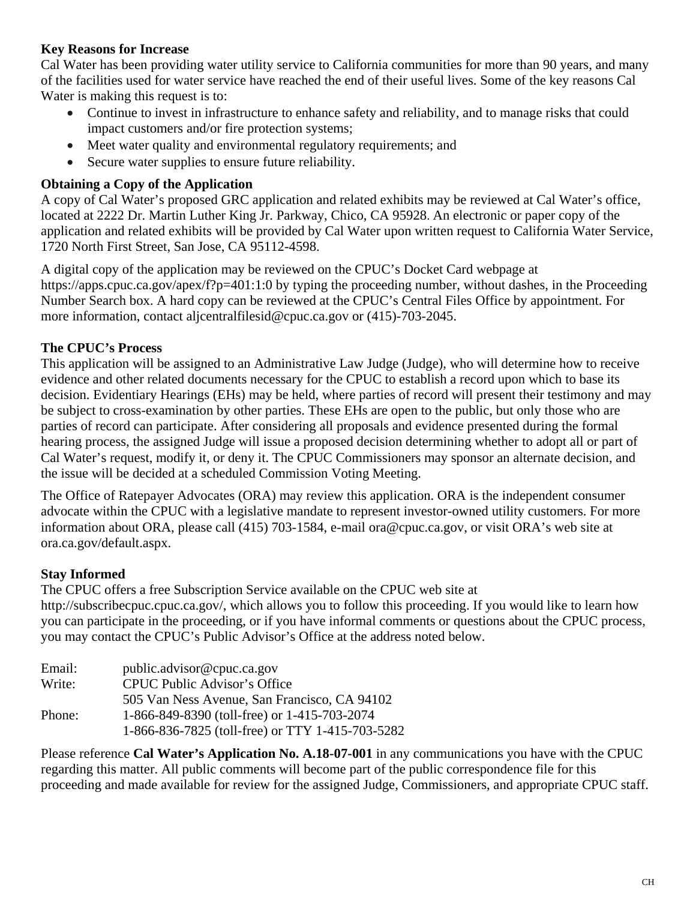**Key Reasons for Increase**

Cal Water has been providing water utility service to California communities for more than 90 years, and many of the facilities used for water service have reached the end of their useful lives. Some of the key reasons Cal Water is making this request is to:

- Continue to invest in infrastructure to enhance safety and reliability, and to manage risks that could impact customers and/or fire protection systems;
- Meet water quality and environmental regulatory requirements; and
- Secure water supplies to ensure future reliability.

**Obtaining a Copy of the Application**

A copy of Cal Water's proposed GRC application and related exhibits may be reviewed at Cal Water's office, located at 2222 Dr. Martin Luther King Jr. Parkway, Chico, CA 95928. An electronic or paper copy of the application and related exhibits will be provided by Cal Water upon written request to California Water Service, 1720 North First Street, San Jose, CA 95112-4598.

A digital copy of the application may be reviewed on the CPUC's Docket Card webpage at https://apps.cpuc.ca.gov/apex/f?p=401:1:0 by typing the proceeding number, without dashes, in the Proceeding Number Search box. A hard copy can be reviewed at the CPUC's Central Files Office by appointment. For more information, contact aljcentralfilesid@cpuc.ca.gov or (415)-703-2045.

**The CPUC's Process**

This application will be assigned to an Administrative Law Judge (Judge), who will determine how to receive evidence and other related documents necessary for the CPUC to establish a record upon which to base its decision. Evidentiary Hearings (EHs) may be held, where parties of record will present their testimony and may be subject to cross-examination by other parties. These EHs are open to the public, but only those who are parties of record can participate. After considering all proposals and evidence presented during the formal hearing process, the assigned Judge will issue a proposed decision determining whether to adopt all or part of Cal Water's request, modify it, or deny it. The CPUC Commissioners may sponsor an alternate decision, and the issue will be decided at a scheduled Commission Voting Meeting.

The Office of Ratepayer Advocates (ORA) may review this application. ORA is the independent consumer advocate within the CPUC with a legislative mandate to represent investor-owned utility customers. For more information about ORA, please call (415) 703-1584, e-mail ora@cpuc.ca.gov, or visit ORA's web site at ora.ca.gov/default.aspx.

**Stay Informed**

The CPUC offers a free Subscription Service available on the CPUC web site at http://subscribecpuc.cpuc.ca.gov/, which allows you to follow this proceeding. If you would like to learn how you can participate in the proceeding, or if you have informal comments or questions about the CPUC process, you may contact the CPUC's Public Advisor's Office at the address noted below.

| | |
|---|---|
| Email: | public.advisor@cpuc.ca.gov |
| Write: | CPUC Public Advisor's Office |
| | 505 Van Ness Avenue, San Francisco, CA 94102 |
| Phone: | 1-866-849-8390 (toll-free) or 1-415-703-2074 |
| | 1-866-836-7825 (toll-free) or TTY 1-415-703-5282 |

Please reference **Cal Water's Application No. A.18-07-001** in any communications you have with the CPUC regarding this matter. All public comments will become part of the public correspondence file for this proceeding and made available for review for the assigned Judge, Commissioners, and appropriate CPUC staff.